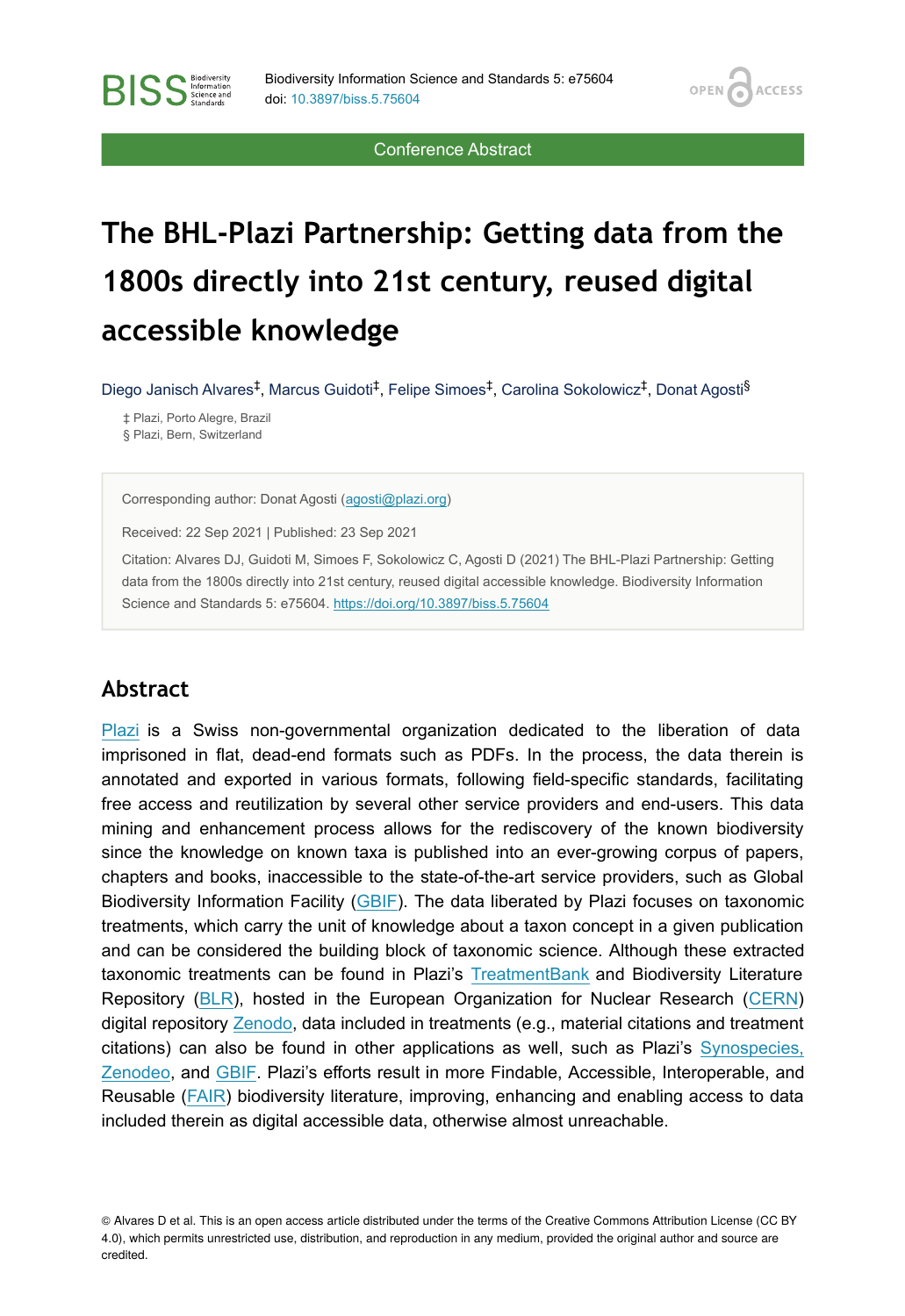Conference Abstract

# The BHL-Plazi Partnership: Getting data from the 1800s directly into 21st century, reused digital accessible knowledge

Diego Janisch Alvares[‡], Marcus Guidoti[‡], Felipe Simoes[‡], Carolina Sokolowicz[‡], Donat Agosti[§]

‡ Plazi, Porto Alegre, Brazil
§ Plazi, Bern, Switzerland

Corresponding author: Donat Agosti (agosti@plazi.org)

Received: 22 Sep 2021 | Published: 23 Sep 2021

Citation: Alvares DJ, Guidoti M, Simoes F, Sokolowicz C, Agosti D (2021) The BHL-Plazi Partnership: Getting data from the 1800s directly into 21st century, reused digital accessible knowledge. Biodiversity Information Science and Standards 5: e75604. https://doi.org/10.3897/biss.5.75604

## Abstract

Plazi is a Swiss non-governmental organization dedicated to the liberation of data imprisoned in flat, dead-end formats such as PDFs. In the process, the data therein is annotated and exported in various formats, following field-specific standards, facilitating free access and reutilization by several other service providers and end-users. This data mining and enhancement process allows for the rediscovery of the known biodiversity since the knowledge on known taxa is published into an ever-growing corpus of papers, chapters and books, inaccessible to the state-of-the-art service providers, such as Global Biodiversity Information Facility (GBIF). The data liberated by Plazi focuses on taxonomic treatments, which carry the unit of knowledge about a taxon concept in a given publication and can be considered the building block of taxonomic science. Although these extracted taxonomic treatments can be found in Plazi's TreatmentBank and Biodiversity Literature Repository (BLR), hosted in the European Organization for Nuclear Research (CERN) digital repository Zenodo, data included in treatments (e.g., material citations and treatment citations) can also be found in other applications as well, such as Plazi's Synospecies, Zenodeo, and GBIF. Plazi's efforts result in more Findable, Accessible, Interoperable, and Reusable (FAIR) biodiversity literature, improving, enhancing and enabling access to data included therein as digital accessible data, otherwise almost unreachable.

© Alvares D et al. This is an open access article distributed under the terms of the Creative Commons Attribution License (CC BY 4.0), which permits unrestricted use, distribution, and reproduction in any medium, provided the original author and source are credited.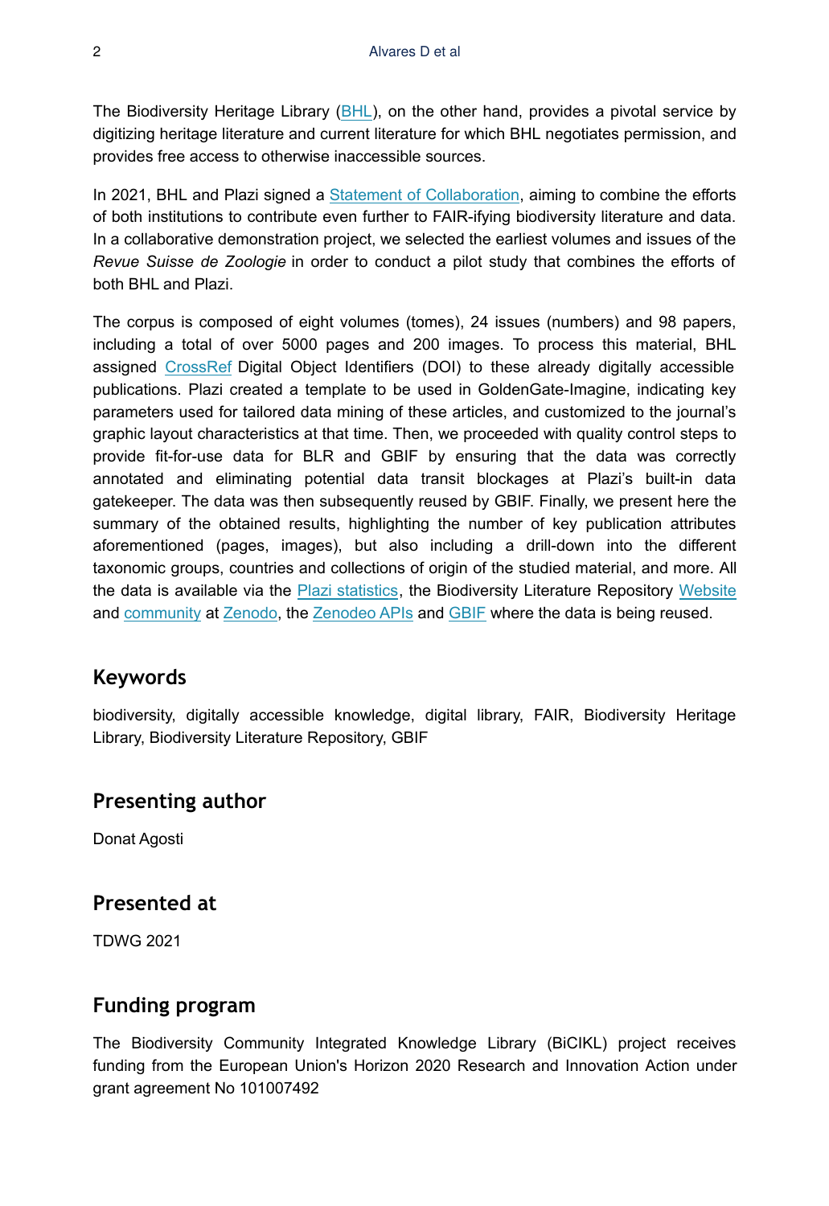The Biodiversity Heritage Library (BHL), on the other hand, provides a pivotal service by digitizing heritage literature and current literature for which BHL negotiates permission, and provides free access to otherwise inaccessible sources.

In 2021, BHL and Plazi signed a Statement of Collaboration, aiming to combine the efforts of both institutions to contribute even further to FAIR-ifying biodiversity literature and data. In a collaborative demonstration project, we selected the earliest volumes and issues of the *Revue Suisse de Zoologie* in order to conduct a pilot study that combines the efforts of both BHL and Plazi.

The corpus is composed of eight volumes (tomes), 24 issues (numbers) and 98 papers, including a total of over 5000 pages and 200 images. To process this material, BHL assigned CrossRef Digital Object Identifiers (DOI) to these already digitally accessible publications. Plazi created a template to be used in GoldenGate-Imagine, indicating key parameters used for tailored data mining of these articles, and customized to the journal's graphic layout characteristics at that time. Then, we proceeded with quality control steps to provide fit-for-use data for BLR and GBIF by ensuring that the data was correctly annotated and eliminating potential data transit blockages at Plazi's built-in data gatekeeper. The data was then subsequently reused by GBIF. Finally, we present here the summary of the obtained results, highlighting the number of key publication attributes aforementioned (pages, images), but also including a drill-down into the different taxonomic groups, countries and collections of origin of the studied material, and more. All the data is available via the Plazi statistics, the Biodiversity Literature Repository Website and community at Zenodo, the Zenodeo APIs and GBIF where the data is being reused.

## Keywords

biodiversity, digitally accessible knowledge, digital library, FAIR, Biodiversity Heritage Library, Biodiversity Literature Repository, GBIF

## Presenting author

Donat Agosti

## Presented at

TDWG 2021

## Funding program

The Biodiversity Community Integrated Knowledge Library (BiCIKL) project receives funding from the European Union's Horizon 2020 Research and Innovation Action under grant agreement No 101007492